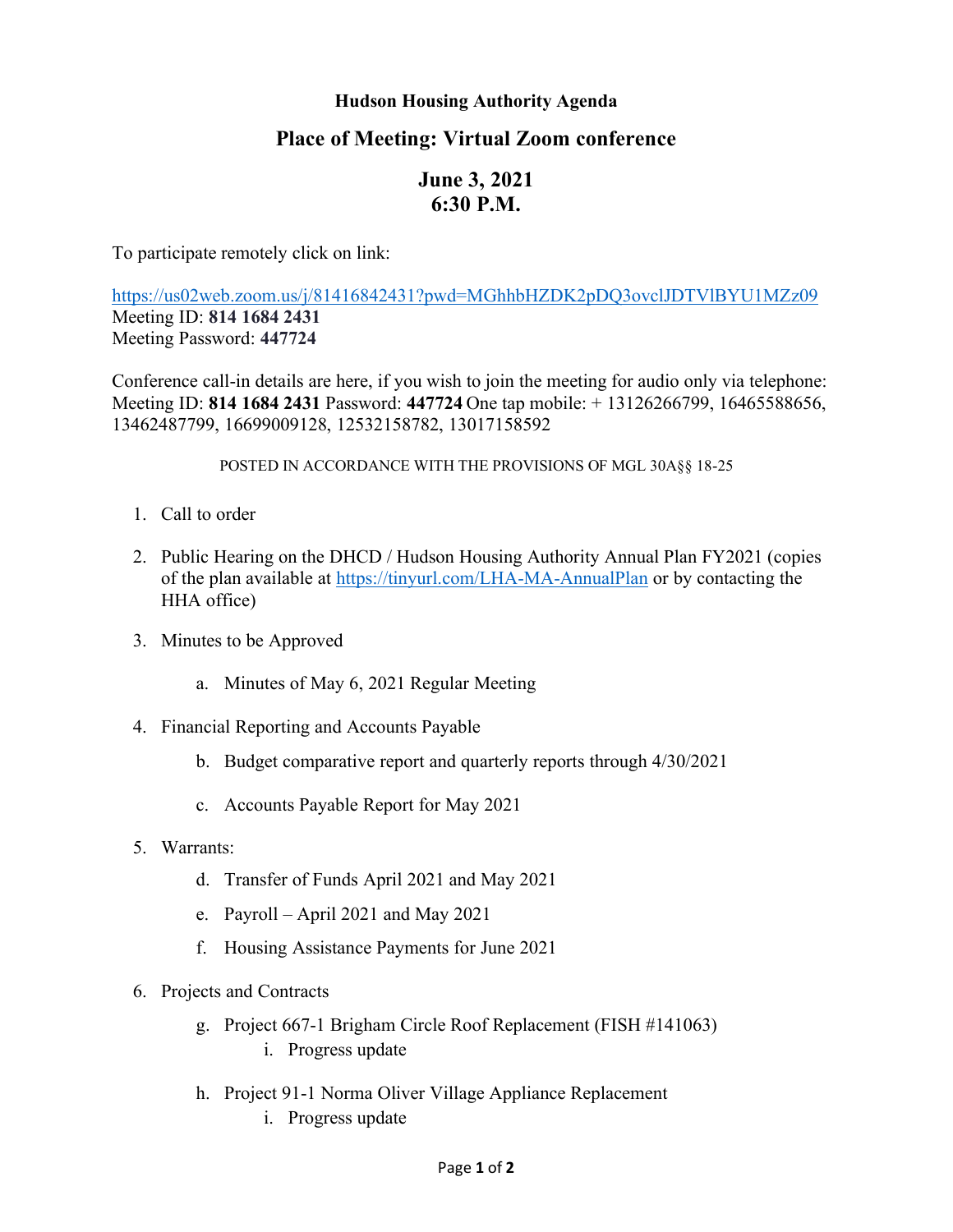## Hudson Housing Authority Agenda

## Place of Meeting: Virtual Zoom conference

## June 3, 2021
## 6:30 P.M.

To participate remotely click on link:

https://us02web.zoom.us/j/81416842431?pwd=MGhhbHZDK2pDQ3ovclJDTVlBYU1MZz09
Meeting ID: **814 1684 2431**
Meeting Password: **447724**

Conference call-in details are here, if you wish to join the meeting for audio only via telephone: Meeting ID: **814 1684 2431** Password: **447724** One tap mobile: + 13126266799, 16465588656, 13462487799, 16699009128, 12532158782, 13017158592

POSTED IN ACCORDANCE WITH THE PROVISIONS OF MGL 30A§§ 18-25

1. Call to order

2. Public Hearing on the DHCD / Hudson Housing Authority Annual Plan FY2021 (copies of the plan available at https://tinyurl.com/LHA-MA-AnnualPlan or by contacting the HHA office)

3. Minutes to be Approved

   a. Minutes of May 6, 2021 Regular Meeting

4. Financial Reporting and Accounts Payable

   b. Budget comparative report and quarterly reports through 4/30/2021

   c. Accounts Payable Report for May 2021

5. Warrants:

   d. Transfer of Funds April 2021 and May 2021

   e. Payroll – April 2021 and May 2021

   f. Housing Assistance Payments for June 2021

6. Projects and Contracts

   g. Project 667-1 Brigham Circle Roof Replacement (FISH #141063)
      i. Progress update

   h. Project 91-1 Norma Oliver Village Appliance Replacement
      i. Progress update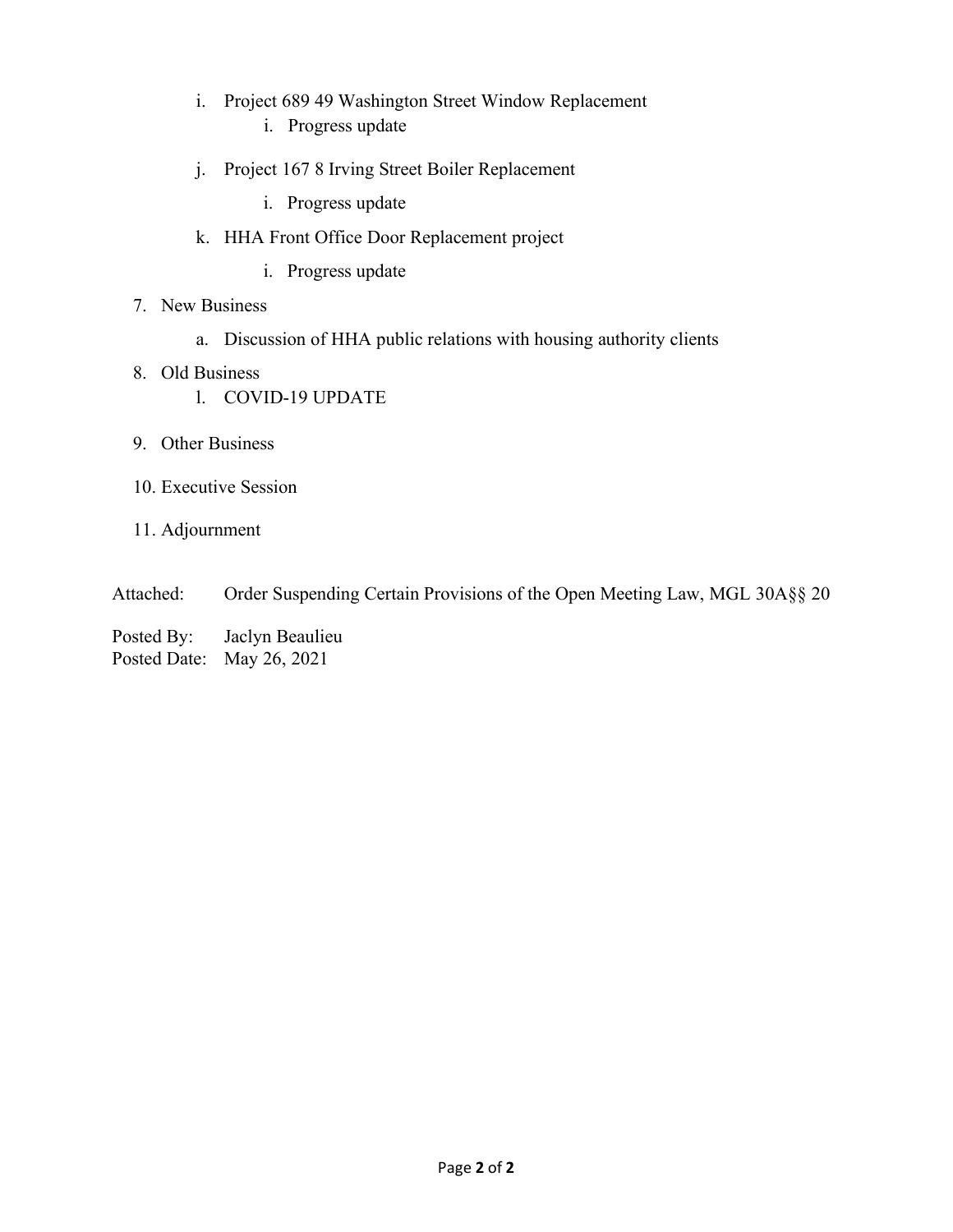i. Project 689 49 Washington Street Window Replacement
   i. Progress update

j. Project 167 8 Irving Street Boiler Replacement
   i. Progress update

k. HHA Front Office Door Replacement project
   i. Progress update

7. New Business
   a. Discussion of HHA public relations with housing authority clients

8. Old Business
   l. COVID-19 UPDATE

9. Other Business

10. Executive Session

11. Adjournment

Attached: Order Suspending Certain Provisions of the Open Meeting Law, MGL 30A§§ 20

Posted By: Jaclyn Beaulieu
Posted Date: May 26, 2021